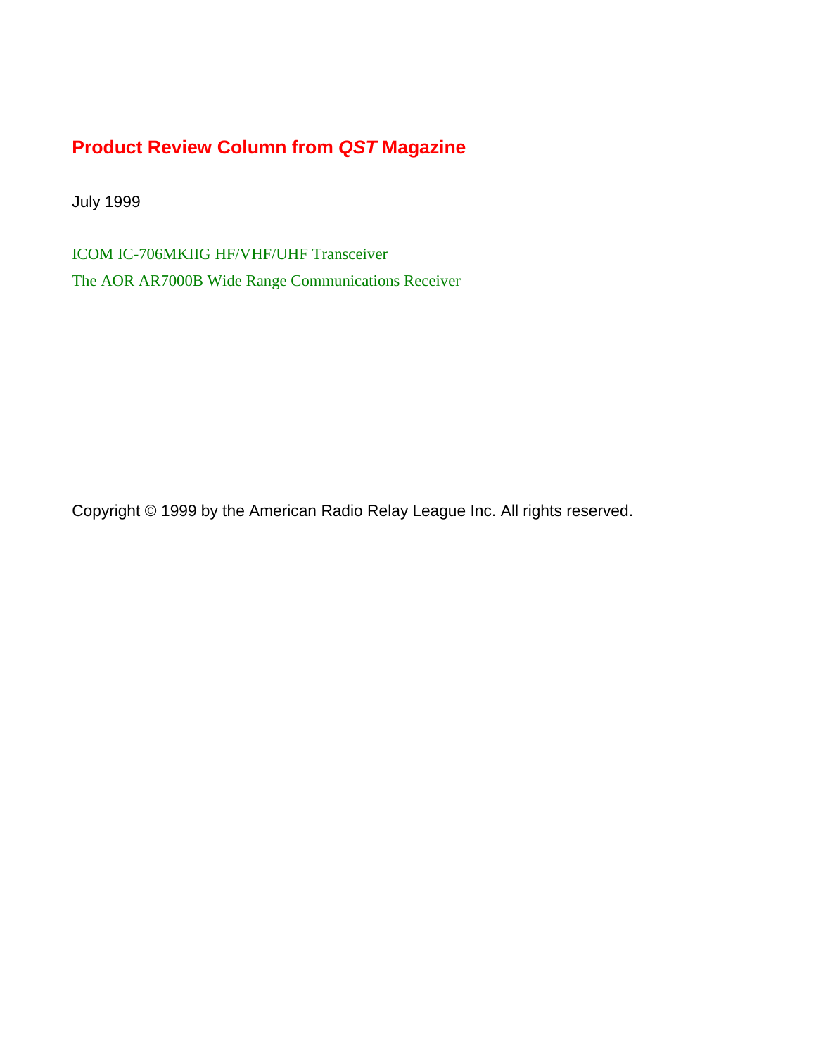# Product Review Column from *QST* Magazine

July 1999

ICOM IC-706MKIIG HF/VHF/UHF Transceiver

The AOR AR7000B Wide Range Communications Receiver

Copyright © 1999 by the American Radio Relay League Inc. All rights reserved.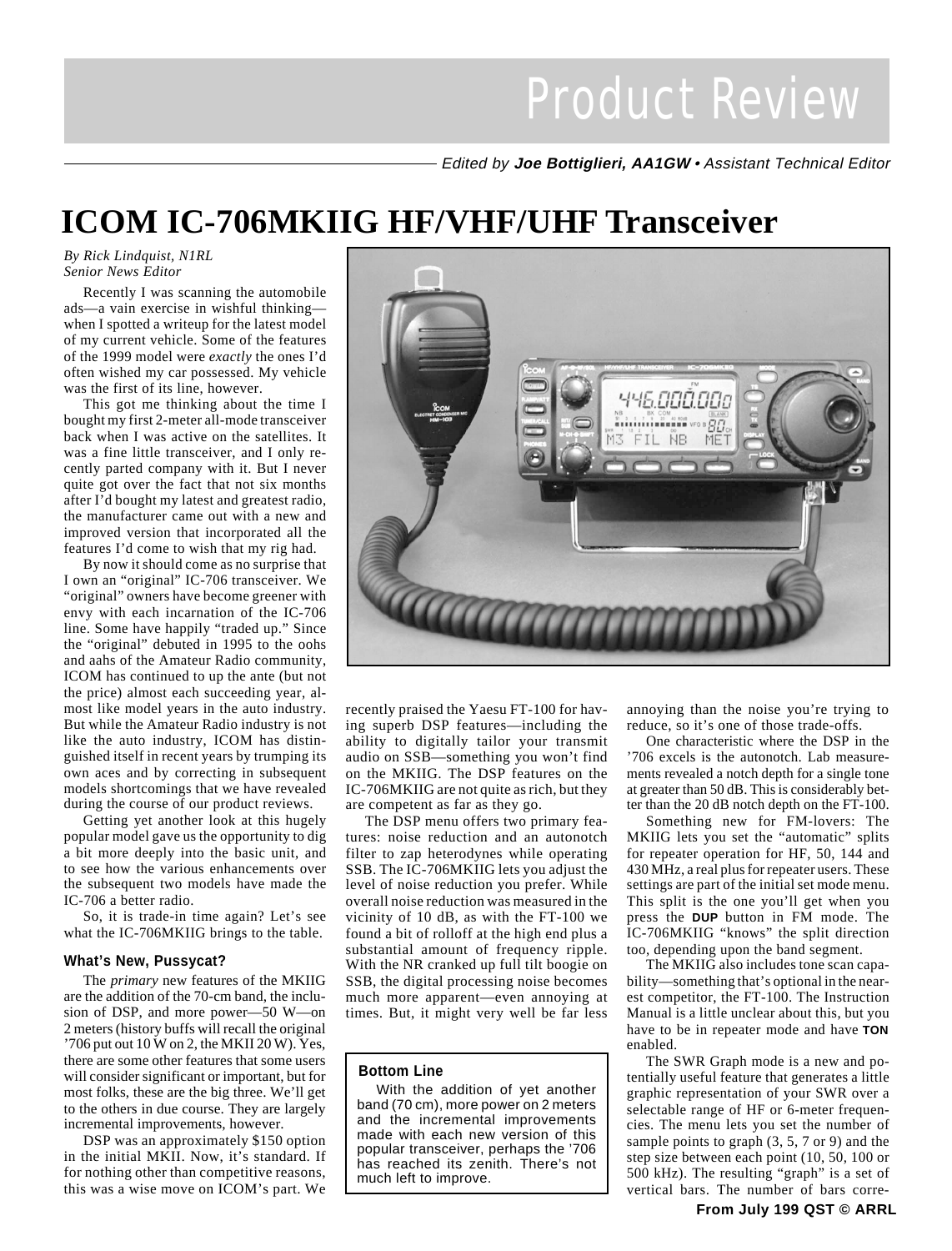# Product Review

Edited by **Joe Bottiglieri, AA1GW** • Assistant Technical Editor

# ICOM IC-706MKIIG HF/VHF/UHF Transceiver

*By Rick Lindquist, N1RL*
*Senior News Editor*

Recently I was scanning the automobile ads—a vain exercise in wishful thinking—when I spotted a writeup for the latest model of my current vehicle. Some of the features of the 1999 model were *exactly* the ones I'd often wished my car possessed. My vehicle was the first of its line, however.

This got me thinking about the time I bought my first 2-meter all-mode transceiver back when I was active on the satellites. It was a fine little transceiver, and I only recently parted company with it. But I never quite got over the fact that not six months after I'd bought my latest and greatest radio, the manufacturer came out with a new and improved version that incorporated all the features I'd come to wish that my rig had.

By now it should come as no surprise that I own an "original" IC-706 transceiver. We "original" owners have become greener with envy with each incarnation of the IC-706 line. Some have happily "traded up." Since the "original" debuted in 1995 to the oohs and aahs of the Amateur Radio community, ICOM has continued to up the ante (but not the price) almost each succeeding year, almost like model years in the auto industry. But while the Amateur Radio industry is not like the auto industry, ICOM has distinguished itself in recent years by trumping its own aces and by correcting in subsequent models shortcomings that we have revealed during the course of our product reviews.

Getting yet another look at this hugely popular model gave us the opportunity to dig a bit more deeply into the basic unit, and to see how the various enhancements over the subsequent two models have made the IC-706 a better radio.

So, it is trade-in time again? Let's see what the IC-706MKIIG brings to the table.

### What's New, Pussycat?

The *primary* new features of the MKIIG are the addition of the 70-cm band, the inclusion of DSP, and more power—50 W—on 2 meters (history buffs will recall the original '706 put out 10 W on 2, the MKII 20 W). Yes, there are some other features that some users will consider significant or important, but for most folks, these are the big three. We'll get to the others in due course. They are largely incremental improvements, however.

DSP was an approximately $150 option in the initial MKII. Now, it's standard. If for nothing other than competitive reasons, this was a wise move on ICOM's part. We recently praised the Yaesu FT-100 for having superb DSP features—including the ability to digitally tailor your transmit audio on SSB—something you won't find on the MKIIG. The DSP features on the IC-706MKIIG are not quite as rich, but they are competent as far as they go.

The DSP menu offers two primary features: noise reduction and an autonotch filter to zap heterodynes while operating SSB. The IC-706MKIIG lets you adjust the level of noise reduction you prefer. While overall noise reduction was measured in the vicinity of 10 dB, as with the FT-100 we found a bit of rolloff at the high end plus a substantial amount of frequency ripple. With the NR cranked up full tilt boogie on SSB, the digital processing noise becomes much more apparent—even annoying at times. But, it might very well be far less annoying than the noise you're trying to reduce, so it's one of those trade-offs.

> **Bottom Line**
>
> With the addition of yet another band (70 cm), more power on 2 meters and the incremental improvements made with each new version of this popular transceiver, perhaps the '706 has reached its zenith. There's not much left to improve.

One characteristic where the DSP in the '706 excels is the autonotch. Lab measurements revealed a notch depth for a single tone at greater than 50 dB. This is considerably better than the 20 dB notch depth on the FT-100.

Something new for FM-lovers: The MKIIG lets you set the "automatic" splits for repeater operation for HF, 50, 144 and 430 MHz, a real plus for repeater users. These settings are part of the initial set mode menu. This split is the one you'll get when you press the **DUP** button in FM mode. The IC-706MKIIG "knows" the split direction too, depending upon the band segment.

The MKIIG also includes tone scan capability—something that's optional in the nearest competitor, the FT-100. The Instruction Manual is a little unclear about this, but you have to be in repeater mode and have **TON** enabled.

The SWR Graph mode is a new and potentially useful feature that generates a little graphic representation of your SWR over a selectable range of HF or 6-meter frequencies. The menu lets you set the number of sample points to graph (3, 5, 7 or 9) and the step size between each point (10, 50, 100 or 500 kHz). The resulting "graph" is a set of vertical bars. The number of bars corre-

**From July 199 QST © ARRL**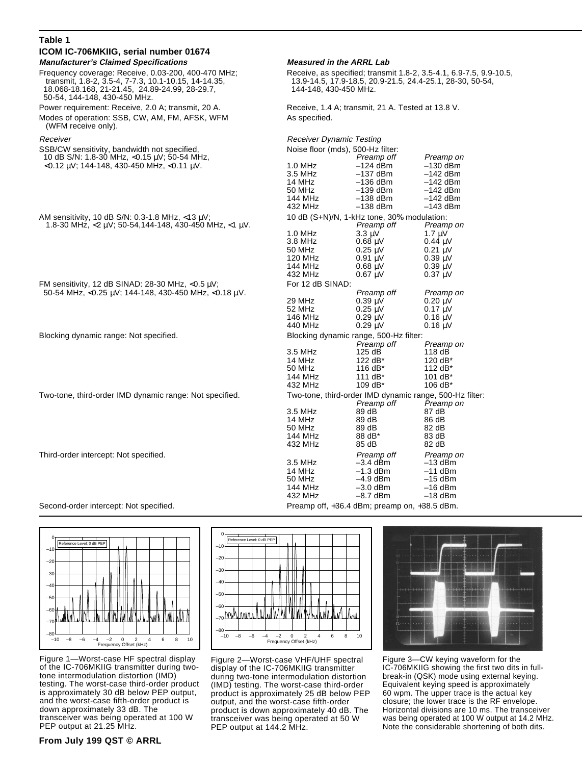**Table 1**

**ICOM IC-706MKIIG, serial number 01674**

| ***Manufacturer's Claimed Specifications*** | ***Measured in the ARRL Lab*** | | |
|---|---|---|---|
| Frequency coverage: Receive, 0.03-200, 400-470 MHz; transmit, 1.8-2, 3.5-4, 7-7.3, 10.1-10.15, 14-14.35, 18.068-18.168, 21-21.45, 24.89-24.99, 28-29.7, 50-54, 144-148, 430-450 MHz. | Receive, as specified; transmit 1.8-2, 3.5-4.1, 6.9-7.5, 9.9-10.5, 13.9-14.5, 17.9-18.5, 20.9-21.5, 24.4-25.1, 28-30, 50-54, 144-148, 430-450 MHz. | | |
| Power requirement: Receive, 2.0 A; transmit, 20 A. | Receive, 1.4 A; transmit, 21 A. Tested at 13.8 V. | | |
| Modes of operation: SSB, CW, AM, FM, AFSK, WFM (WFM receive only). | As specified. | | |
| *Receiver* | *Receiver Dynamic Testing* | | |
| SSB/CW sensitivity, bandwidth not specified, 10 dB S/N: 1.8-30 MHz, <0.15 µV; 50-54 MHz, <0.12 µV; 144-148, 430-450 MHz, <0.11 µV. | Noise floor (mds), 500-Hz filter: | | |
| | | *Preamp off* | *Preamp on* |
| | 1.0 MHz | –124 dBm | –130 dBm |
| | 3.5 MHz | –137 dBm | –142 dBm |
| | 14 MHz | –136 dBm | –142 dBm |
| | 50 MHz | –139 dBm | –142 dBm |
| | 144 MHz | –138 dBm | –142 dBm |
| | 432 MHz | –138 dBm | –143 dBm |
| AM sensitivity, 10 dB S/N: 0.3-1.8 MHz, <13 µV; 1.8-30 MHz, <2 µV; 50-54,144-148, 430-450 MHz, <1 µV. | 10 dB (S+N)/N, 1-kHz tone, 30% modulation: | | |
| | | *Preamp off* | *Preamp on* |
| | 1.0 MHz | 3.3 µV | 1.7 µV |
| | 3.8 MHz | 0.68 µV | 0.44 µV |
| | 50 MHz | 0.25 µV | 0.21 µV |
| | 120 MHz | 0.91 µV | 0.39 µV |
| | 144 MHz | 0.68 µV | 0.39 µV |
| | 432 MHz | 0.67 µV | 0.37 µV |
| FM sensitivity, 12 dB SINAD: 28-30 MHz, <0.5 µV; 50-54 MHz, <0.25 µV; 144-148, 430-450 MHz, <0.18 µV. | For 12 dB SINAD: | | |
| | | *Preamp off* | *Preamp on* |
| | 29 MHz | 0.39 µV | 0.20 µV |
| | 52 MHz | 0.25 µV | 0.17 µV |
| | 146 MHz | 0.29 µV | 0.16 µV |
| | 440 MHz | 0.29 µV | 0.16 µV |
| Blocking dynamic range: Not specified. | Blocking dynamic range, 500-Hz filter: | | |
| | | *Preamp off* | *Preamp on* |
| | 3.5 MHz | 125 dB | 118 dB |
| | 14 MHz | 122 dB* | 120 dB* |
| | 50 MHz | 116 dB* | 112 dB* |
| | 144 MHz | 111 dB* | 101 dB* |
| | 432 MHz | 109 dB* | 106 dB* |
| Two-tone, third-order IMD dynamic range: Not specified. | Two-tone, third-order IMD dynamic range, 500-Hz filter: | | |
| | | *Preamp off* | *Preamp on* |
| | 3.5 MHz | 89 dB | 87 dB |
| | 14 MHz | 89 dB | 86 dB |
| | 50 MHz | 89 dB | 82 dB |
| | 144 MHz | 88 dB* | 83 dB |
| | 432 MHz | 85 dB | 82 dB |
| Third-order intercept: Not specified. | | *Preamp off* | *Preamp on* |
| | 3.5 MHz | –3.4 dBm | –13 dBm |
| | 14 MHz | –1.3 dBm | –11 dBm |
| | 50 MHz | –4.9 dBm | –15 dBm |
| | 144 MHz | –3.0 dBm | –16 dBm |
| | 432 MHz | –8.7 dBm | –18 dBm |
| Second-order intercept: Not specified. | Preamp off, +36.4 dBm; preamp on, +38.5 dBm. | | |

Figure 1—Worst-case HF spectral display of the IC-706MKIIG transmitter during two-tone intermodulation distortion (IMD) testing. The worst-case third-order product is approximately 30 dB below PEP output, and the worst-case fifth-order product is down approximately 33 dB. The transceiver was being operated at 100 W PEP output at 21.25 MHz.

Figure 2—Worst-case VHF/UHF spectral display of the IC-706MKIIG transmitter during two-tone intermodulation distortion (IMD) testing. The worst-case third-order product is approximately 25 dB below PEP output, and the worst-case fifth-order product is down approximately 40 dB. The transceiver was being operated at 50 W PEP output at 144.2 MHz.

Figure 3—CW keying waveform for the IC-706MKIIG showing the first two dits in full-break-in (QSK) mode using external keying. Equivalent keying speed is approximately 60 wpm. The upper trace is the actual key closure; the lower trace is the RF envelope. Horizontal divisions are 10 ms. The transceiver was being operated at 100 W output at 14.2 MHz. Note the considerable shortening of both dits.

**From July 199 QST © ARRL**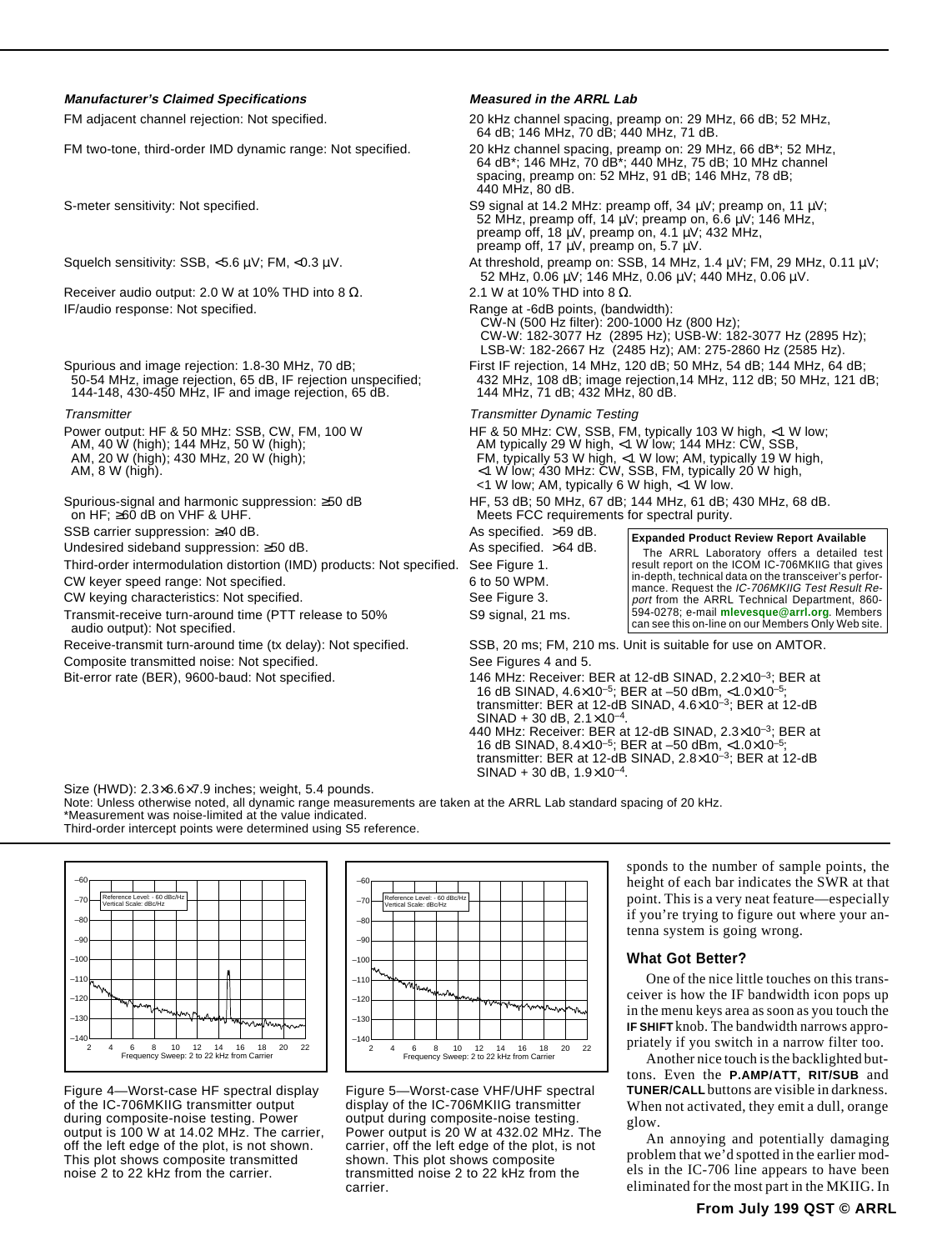| Manufacturer's Claimed Specifications | Measured in the ARRL Lab |
|---|---|
| FM adjacent channel rejection: Not specified. | 20 kHz channel spacing, preamp on: 29 MHz, 66 dB; 52 MHz, 64 dB; 146 MHz, 70 dB; 440 MHz, 71 dB. |
| FM two-tone, third-order IMD dynamic range: Not specified. | 20 kHz channel spacing, preamp on: 29 MHz, 66 dB*; 52 MHz, 64 dB*; 146 MHz, 70 dB*; 440 MHz, 75 dB; 10 MHz channel spacing, preamp on: 52 MHz, 91 dB; 146 MHz, 78 dB; 440 MHz, 80 dB. |
| S-meter sensitivity: Not specified. | S9 signal at 14.2 MHz: preamp off, 34 µV; preamp on, 11 µV; 52 MHz, preamp off, 14 µV; preamp on, 6.6 µV; 146 MHz, preamp off, 18 µV, preamp on, 4.1 µV; 432 MHz, preamp off, 17 µV, preamp on, 5.7 µV. |
| Squelch sensitivity: SSB, <5.6 µV; FM, <0.3 µV. | At threshold, preamp on: SSB, 14 MHz, 1.4 µV; FM, 29 MHz, 0.11 µV; 52 MHz, 0.06 µV; 146 MHz, 0.06 µV; 440 MHz, 0.06 µV. |
| Receiver audio output: 2.0 W at 10% THD into 8 Ω. | 2.1 W at 10% THD into 8 Ω. |
| IF/audio response: Not specified. | Range at -6dB points, (bandwidth): CW-N (500 Hz filter): 200-1000 Hz (800 Hz); CW-W: 182-3077 Hz (2895 Hz); USB-W: 182-3077 Hz (2895 Hz); LSB-W: 182-2667 Hz (2485 Hz); AM: 275-2860 Hz (2585 Hz). |
| Spurious and image rejection: 1.8-30 MHz, 70 dB; 50-54 MHz, image rejection, 65 dB, IF rejection unspecified; 144-148, 430-450 MHz, IF and image rejection, 65 dB. | First IF rejection, 14 MHz, 120 dB; 50 MHz, 54 dB; 144 MHz, 64 dB; 432 MHz, 108 dB; image rejection,14 MHz, 112 dB; 50 MHz, 121 dB; 144 MHz, 71 dB; 432 MHz, 80 dB. |
| *Transmitter* | *Transmitter Dynamic Testing* |
| Power output: HF & 50 MHz: SSB, CW, FM, 100 W AM, 40 W (high); 144 MHz, 50 W (high); AM, 20 W (high); 430 MHz, 20 W (high); AM, 8 W (high). | HF & 50 MHz: CW, SSB, FM, typically 103 W high, <1 W low; AM typically 29 W high, <1 W low; 144 MHz: CW, SSB, FM, typically 53 W high, <1 W low; AM, typically 19 W high, <1 W low; 430 MHz: CW, SSB, FM, typically 20 W high, <1 W low; AM, typically 6 W high, <1 W low. |
| Spurious-signal and harmonic suppression: ≥50 dB on HF; ≥60 dB on VHF & UHF. | HF, 53 dB; 50 MHz, 67 dB; 144 MHz, 61 dB; 430 MHz, 68 dB. Meets FCC requirements for spectral purity. |
| SSB carrier suppression: ≥40 dB. | As specified. >59 dB. |
| Undesired sideband suppression: ≥50 dB. | As specified. >64 dB. |
| Third-order intermodulation distortion (IMD) products: Not specified. | See Figure 1. |
| CW keyer speed range: Not specified. | 6 to 50 WPM. |
| CW keying characteristics: Not specified. | See Figure 3. |
| Transmit-receive turn-around time (PTT release to 50% audio output): Not specified. | S9 signal, 21 ms. |
| Receive-transmit turn-around time (tx delay): Not specified. | SSB, 20 ms; FM, 210 ms. Unit is suitable for use on AMTOR. |
| Composite transmitted noise: Not specified. | See Figures 4 and 5. |
| Bit-error rate (BER), 9600-baud: Not specified. | 146 MHz: Receiver: BER at 12-dB SINAD, $2.2\times10^{-3}$; BER at 16 dB SINAD, $4.6\times10^{-5}$; BER at –50 dBm, $<1.0\times10^{-5}$; transmitter: BER at 12-dB SINAD, $4.6\times10^{-3}$; BER at 12-dB SINAD + 30 dB, $2.1\times10^{-4}$. 440 MHz: Receiver: BER at 12-dB SINAD, $2.3\times10^{-3}$; BER at 16 dB SINAD, $8.4\times10^{-5}$; BER at –50 dBm, $<1.0\times10^{-5}$; transmitter: BER at 12-dB SINAD, $2.8\times10^{-3}$; BER at 12-dB SINAD + 30 dB, $1.9\times10^{-4}$. |

**Expanded Product Review Report Available**

The ARRL Laboratory offers a detailed test result report on the ICOM IC-706MKIIG that gives in-depth, technical data on the transceiver's performance. Request the *IC-706MKIIG Test Result Report* from the ARRL Technical Department, 860-594-0278; e-mail **mlevesque@arrl.org**. Members can see this on-line on our Members Only Web site.

Size (HWD): 2.3×6.6×7.9 inches; weight, 5.4 pounds.
Note: Unless otherwise noted, all dynamic range measurements are taken at the ARRL Lab standard spacing of 20 kHz.
*Measurement was noise-limited at the value indicated.
Third-order intercept points were determined using S5 reference.

Figure 4—Worst-case HF spectral display of the IC-706MKIIG transmitter output during composite-noise testing. Power output is 100 W at 14.02 MHz. The carrier, off the left edge of the plot, is not shown. This plot shows composite transmitted noise 2 to 22 kHz from the carrier.

Figure 5—Worst-case VHF/UHF spectral display of the IC-706MKIIG transmitter output during composite-noise testing. Power output is 20 W at 432.02 MHz. The carrier, off the left edge of the plot, is not shown. This plot shows composite transmitted noise 2 to 22 kHz from the carrier.

sponds to the number of sample points, the height of each bar indicates the SWR at that point. This is a very neat feature—especially if you're trying to figure out where your antenna system is going wrong.

### What Got Better?

One of the nice little touches on this transceiver is how the IF bandwidth icon pops up in the menu keys area as soon as you touch the **IF SHIFT** knob. The bandwidth narrows appropriately if you switch in a narrow filter too.

Another nice touch is the backlighted buttons. Even the **P.AMP/ATT**, **RIT/SUB** and **TUNER/CALL** buttons are visible in darkness. When not activated, they emit a dull, orange glow.

An annoying and potentially damaging problem that we'd spotted in the earlier models in the IC-706 line appears to have been eliminated for the most part in the MKIIG. In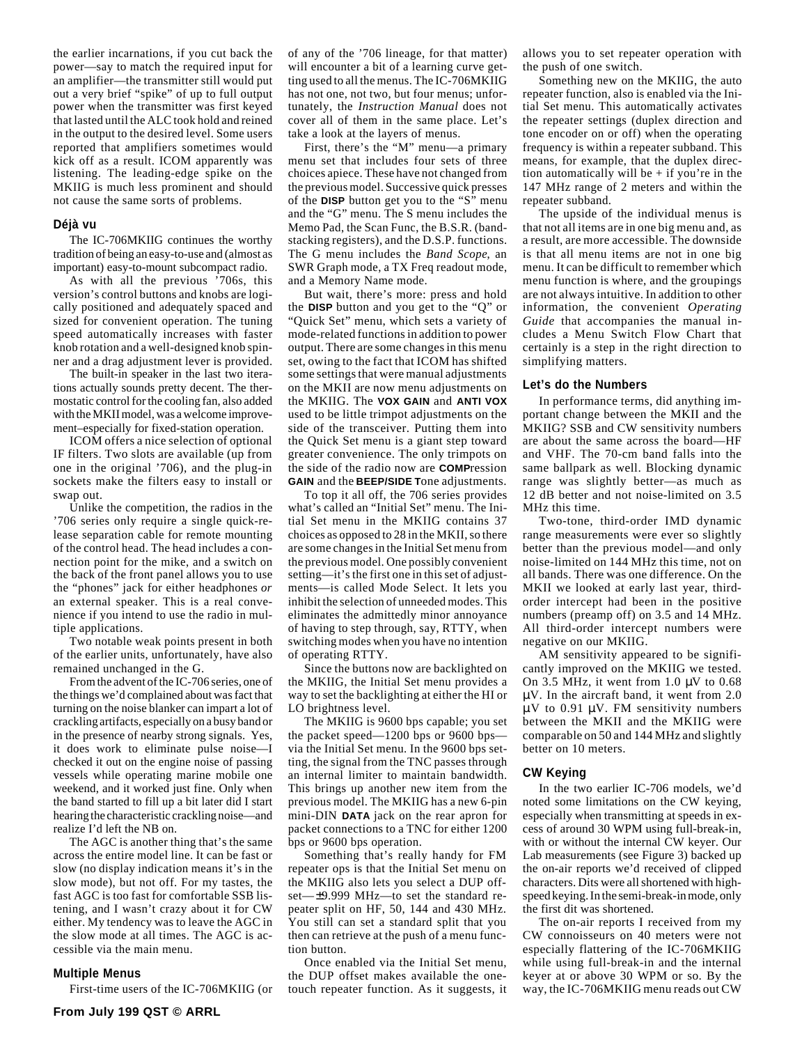the earlier incarnations, if you cut back the power—say to match the required input for an amplifier—the transmitter still would put out a very brief "spike" of up to full output power when the transmitter was first keyed that lasted until the ALC took hold and reined in the output to the desired level. Some users reported that amplifiers sometimes would kick off as a result. ICOM apparently was listening. The leading-edge spike on the MKIIG is much less prominent and should not cause the same sorts of problems.

### Déjà vu

The IC-706MKIIG continues the worthy tradition of being an easy-to-use and (almost as important) easy-to-mount subcompact radio.

As with all the previous '706s, this version's control buttons and knobs are logically positioned and adequately spaced and sized for convenient operation. The tuning speed automatically increases with faster knob rotation and a well-designed knob spinner and a drag adjustment lever is provided.

The built-in speaker in the last two iterations actually sounds pretty decent. The thermostatic control for the cooling fan, also added with the MKII model, was a welcome improvement–especially for fixed-station operation.

ICOM offers a nice selection of optional IF filters. Two slots are available (up from one in the original '706), and the plug-in sockets make the filters easy to install or swap out.

Unlike the competition, the radios in the '706 series only require a single quick-release separation cable for remote mounting of the control head. The head includes a connection point for the mike, and a switch on the back of the front panel allows you to use the "phones" jack for either headphones *or* an external speaker. This is a real convenience if you intend to use the radio in multiple applications.

Two notable weak points present in both of the earlier units, unfortunately, have also remained unchanged in the G.

From the advent of the IC-706 series, one of the things we'd complained about was fact that turning on the noise blanker can impart a lot of crackling artifacts, especially on a busy band or in the presence of nearby strong signals. Yes, it does work to eliminate pulse noise—I checked it out on the engine noise of passing vessels while operating marine mobile one weekend, and it worked just fine. Only when the band started to fill up a bit later did I start hearing the characteristic crackling noise—and realize I'd left the NB on.

The AGC is another thing that's the same across the entire model line. It can be fast or slow (no display indication means it's in the slow mode), but not off. For my tastes, the fast AGC is too fast for comfortable SSB listening, and I wasn't crazy about it for CW either. My tendency was to leave the AGC in the slow mode at all times. The AGC is accessible via the main menu.

### Multiple Menus

First-time users of the IC-706MKIIG (or of any of the '706 lineage, for that matter) will encounter a bit of a learning curve getting used to all the menus. The IC-706MKIIG has not one, not two, but four menus; unfortunately, the *Instruction Manual* does not cover all of them in the same place. Let's take a look at the layers of menus.

First, there's the "M" menu—a primary menu set that includes four sets of three choices apiece. These have not changed from the previous model. Successive quick presses of the **DISP** button get you to the "S" menu and the "G" menu. The S menu includes the Memo Pad, the Scan Func, the B.S.R. (band-stacking registers), and the D.S.P. functions. The G menu includes the *Band Scope*, an SWR Graph mode, a TX Freq readout mode, and a Memory Name mode.

But wait, there's more: press and hold the **DISP** button and you get to the "Q" or "Quick Set" menu, which sets a variety of mode-related functions in addition to power output. There are some changes in this menu set, owing to the fact that ICOM has shifted some settings that were manual adjustments on the MKII are now menu adjustments on the MKIIG. The **VOX GAIN** and **ANTI VOX** used to be little trimpot adjustments on the side of the transceiver. Putting them into the Quick Set menu is a giant step toward greater convenience. The only trimpots on the side of the radio now are **COMP**ression **GAIN** and the **BEEP/SIDE T**one adjustments.

To top it all off, the 706 series provides what's called an "Initial Set" menu. The Initial Set menu in the MKIIG contains 37 choices as opposed to 28 in the MKII, so there are some changes in the Initial Set menu from the previous model. One possibly convenient setting—it's the first one in this set of adjustments—is called Mode Select. It lets you inhibit the selection of unneeded modes. This eliminates the admittedly minor annoyance of having to step through, say, RTTY, when switching modes when you have no intention of operating RTTY.

Since the buttons now are backlighted on the MKIIG, the Initial Set menu provides a way to set the backlighting at either the HI or LO brightness level.

The MKIIG is 9600 bps capable; you set the packet speed—1200 bps or 9600 bps—via the Initial Set menu. In the 9600 bps setting, the signal from the TNC passes through an internal limiter to maintain bandwidth. This brings up another new item from the previous model. The MKIIG has a new 6-pin mini-DIN **DATA** jack on the rear apron for packet connections to a TNC for either 1200 bps or 9600 bps operation.

Something that's really handy for FM repeater ops is that the Initial Set menu on the MKIIG also lets you select a DUP offset—±9.999 MHz—to set the standard repeater split on HF, 50, 144 and 430 MHz. You still can set a standard split that you then can retrieve at the push of a menu function button.

Once enabled via the Initial Set menu, the DUP offset makes available the one-touch repeater function. As it suggests, it allows you to set repeater operation with the push of one switch.

Something new on the MKIIG, the auto repeater function, also is enabled via the Initial Set menu. This automatically activates the repeater settings (duplex direction and tone encoder on or off) when the operating frequency is within a repeater subband. This means, for example, that the duplex direction automatically will be + if you're in the 147 MHz range of 2 meters and within the repeater subband.

The upside of the individual menus is that not all items are in one big menu and, as a result, are more accessible. The downside is that all menu items are not in one big menu. It can be difficult to remember which menu function is where, and the groupings are not always intuitive. In addition to other information, the convenient *Operating Guide* that accompanies the manual includes a Menu Switch Flow Chart that certainly is a step in the right direction to simplifying matters.

### Let's do the Numbers

In performance terms, did anything important change between the MKII and the MKIIG? SSB and CW sensitivity numbers are about the same across the board—HF and VHF. The 70-cm band falls into the same ballpark as well. Blocking dynamic range was slightly better—as much as 12 dB better and not noise-limited on 3.5 MHz this time.

Two-tone, third-order IMD dynamic range measurements were ever so slightly better than the previous model—and only noise-limited on 144 MHz this time, not on all bands. There was one difference. On the MKII we looked at early last year, third-order intercept had been in the positive numbers (preamp off) on 3.5 and 14 MHz. All third-order intercept numbers were negative on our MKIIG.

AM sensitivity appeared to be significantly improved on the MKIIG we tested. On 3.5 MHz, it went from 1.0 μV to 0.68 μV. In the aircraft band, it went from 2.0 μV to 0.91 μV. FM sensitivity numbers between the MKII and the MKIIG were comparable on 50 and 144 MHz and slightly better on 10 meters.

### CW Keying

In the two earlier IC-706 models, we'd noted some limitations on the CW keying, especially when transmitting at speeds in excess of around 30 WPM using full-break-in, with or without the internal CW keyer. Our Lab measurements (see Figure 3) backed up the on-air reports we'd received of clipped characters. Dits were all shortened with high-speed keying. In the semi-break-in mode, only the first dit was shortened.

The on-air reports I received from my CW connoisseurs on 40 meters were not especially flattering of the IC-706MKIIG while using full-break-in and the internal keyer at or above 30 WPM or so. By the way, the IC-706MKIIG menu reads out CW

From July 199 QST © ARRL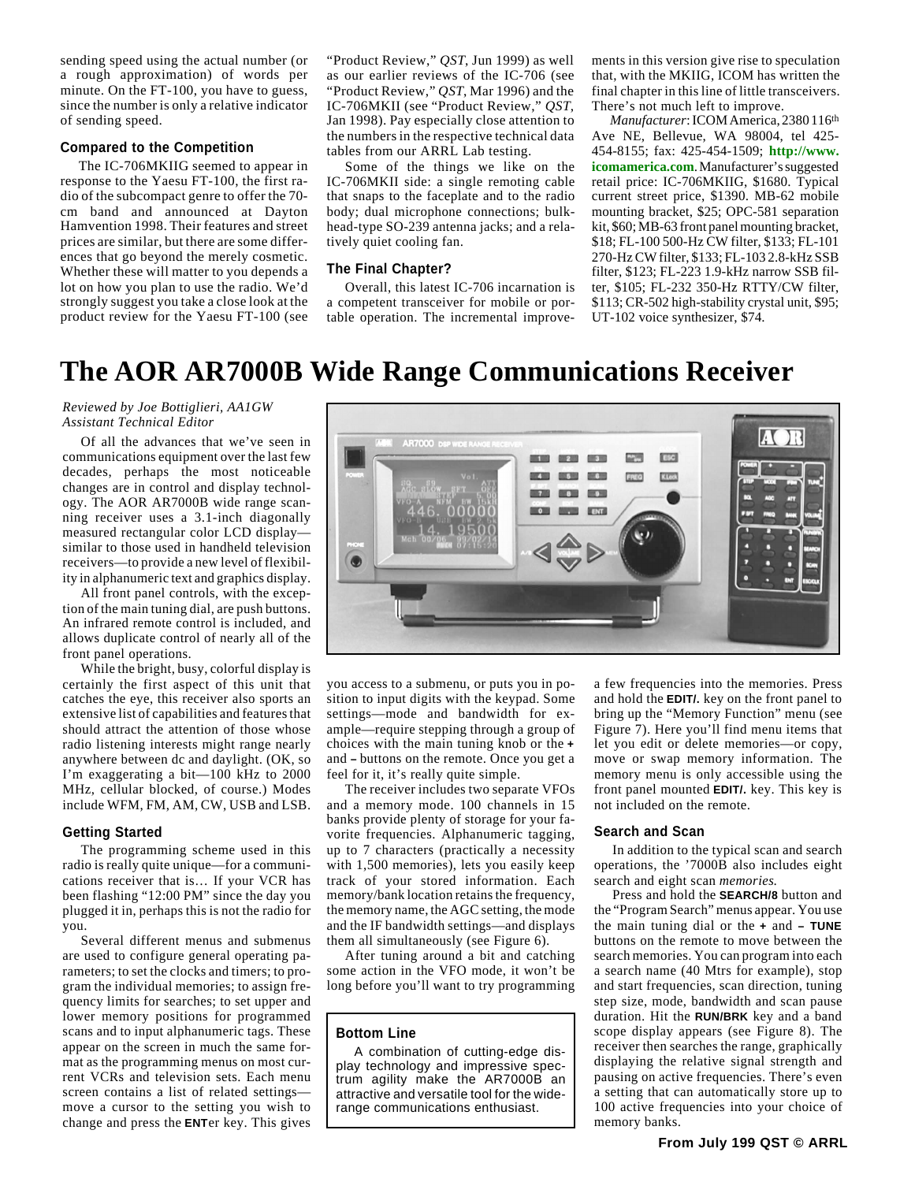sending speed using the actual number (or a rough approximation) of words per minute. On the FT-100, you have to guess, since the number is only a relative indicator of sending speed.

### Compared to the Competition

The IC-706MKIIG seemed to appear in response to the Yaesu FT-100, the first radio of the subcompact genre to offer the 70-cm band and announced at Dayton Hamvention 1998. Their features and street prices are similar, but there are some differences that go beyond the merely cosmetic. Whether these will matter to you depends a lot on how you plan to use the radio. We'd strongly suggest you take a close look at the product review for the Yaesu FT-100 (see "Product Review," *QST*, Jun 1999) as well as our earlier reviews of the IC-706 (see "Product Review," *QST*, Mar 1996) and the IC-706MKII (see "Product Review," *QST*, Jan 1998). Pay especially close attention to the numbers in the respective technical data tables from our ARRL Lab testing.

Some of the things we like on the IC-706MKIIG side: a single remoting cable that snaps to the faceplate and to the radio body; dual microphone connections; bulkhead-type SO-239 antenna jacks; and a relatively quiet cooling fan.

### The Final Chapter?

Overall, this latest IC-706 incarnation is a competent transceiver for mobile or portable operation. The incremental improvements in this version give rise to speculation that, with the MKIIG, ICOM has written the final chapter in this line of little transceivers. There's not much left to improve.

*Manufacturer*: ICOM America, 2380 116th Ave NE, Bellevue, WA 98004, tel 425-454-8155; fax: 425-454-1509; **http://www.icomamerica.com**. Manufacturer's suggested retail price: IC-706MKIIG, $1680. Typical current street price, $1390. MB-62 mobile mounting bracket, $25; OPC-581 separation kit, $60; MB-63 front panel mounting bracket, $18; FL-100 500-Hz CW filter, $133; FL-101 270-Hz CW filter, $133; FL-103 2.8-kHz SSB filter, $123; FL-223 1.9-kHz narrow SSB filter, $105; FL-232 350-Hz RTTY/CW filter, $113; CR-502 high-stability crystal unit, $95; UT-102 voice synthesizer, $74.

# The AOR AR7000B Wide Range Communications Receiver

*Reviewed by Joe Bottiglieri, AA1GW*
*Assistant Technical Editor*

Of all the advances that we've seen in communications equipment over the last few decades, perhaps the most noticeable changes are in control and display technology. The AOR AR7000B wide range scanning receiver uses a 3.1-inch diagonally measured rectangular color LCD display—similar to those used in handheld television receivers—to provide a new level of flexibility in alphanumeric text and graphics display.

All front panel controls, with the exception of the main tuning dial, are push buttons. An infrared remote control is included, and allows duplicate control of nearly all of the front panel operations.

While the bright, busy, colorful display is certainly the first aspect of this unit that catches the eye, this receiver also sports an extensive list of capabilities and features that should attract the attention of those whose radio listening interests might range nearly anywhere between dc and daylight. (OK, so I'm exaggerating a bit—100 kHz to 2000 MHz, cellular blocked, of course.) Modes include WFM, FM, AM, CW, USB and LSB.

### Getting Started

The programming scheme used in this radio is really quite unique—for a communications receiver that is… If your VCR has been flashing "12:00 PM" since the day you plugged it in, perhaps this is not the radio for you.

Several different menus and submenus are used to configure general operating parameters; to set the clocks and timers; to program the individual memories; to assign frequency limits for searches; to set upper and lower memory positions for programmed scans and to input alphanumeric tags. These appear on the screen in much the same format as the programming menus on most current VCRs and television sets. Each menu screen contains a list of related settings—move a cursor to the setting you wish to change and press the **ENT**er key. This gives you access to a submenu, or puts you in position to input digits with the keypad. Some settings—mode and bandwidth for example—require stepping through a group of choices with the main tuning knob or the **+** and **–** buttons on the remote. Once you get a feel for it, it's really quite simple.

The receiver includes two separate VFOs and a memory mode. 100 channels in 15 banks provide plenty of storage for your favorite frequencies. Alphanumeric tagging, up to 7 characters (practically a necessity with 1,500 memories), lets you easily keep track of your stored information. Each memory/bank location retains the frequency, the memory name, the AGC setting, the mode and the IF bandwidth settings—and displays them all simultaneously (see Figure 6).

After tuning around a bit and catching some action in the VFO mode, it won't be long before you'll want to try programming a few frequencies into the memories. Press and hold the **EDIT/.** key on the front panel to bring up the "Memory Function" menu (see Figure 7). Here you'll find menu items that let you edit or delete memories—or copy, move or swap memory information. The memory menu is only accessible using the front panel mounted **EDIT/.** key. This key is not included on the remote.

> **Bottom Line**
>
> A combination of cutting-edge display technology and impressive spectrum agility make the AR7000B an attractive and versatile tool for the wide-range communications enthusiast.

### Search and Scan

In addition to the typical scan and search operations, the '7000B also includes eight search and eight scan *memories.*

Press and hold the **SEARCH/8** button and the "Program Search" menus appear. You use the main tuning dial or the **+** and **– TUNE** buttons on the remote to move between the search memories. You can program into each a search name (40 Mtrs for example), stop and start frequencies, scan direction, tuning step size, mode, bandwidth and scan pause duration. Hit the **RUN/BRK** key and a band scope display appears (see Figure 8). The receiver then searches the range, graphically displaying the relative signal strength and pausing on active frequencies. There's even a setting that can automatically store up to 100 active frequencies into your choice of memory banks.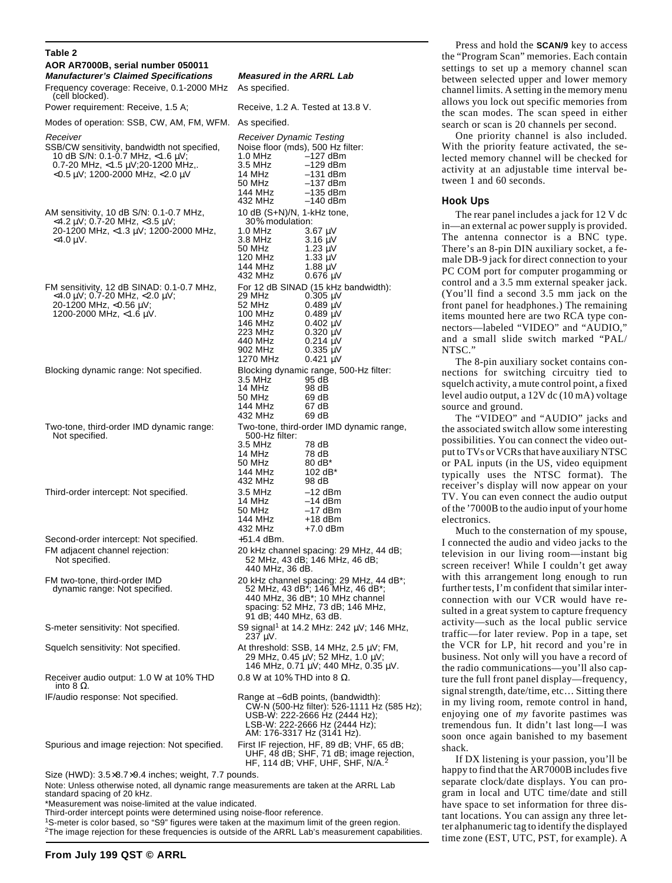**Table 2**

**AOR AR7000B, serial number 050011**

| *Manufacturer's Claimed Specifications* | *Measured in the ARRL Lab* |
|---|---|
| Frequency coverage: Receive, 0.1-2000 MHz (cell blocked). | As specified. |
| Power requirement: Receive, 1.5 A; | Receive, 1.2 A. Tested at 13.8 V. |
| Modes of operation: SSB, CW, AM, FM, WFM. | As specified. |
| *Receiver* | *Receiver Dynamic Testing* |
| SSB/CW sensitivity, bandwidth not specified, 10 dB S/N: 0.1-0.7 MHz, <1.6 µV; 0.7-20 MHz, <1.5 µV;20-1200 MHz,. <0.5 µV; 1200-2000 MHz, <2.0 µV | Noise floor (mds), 500 Hz filter:<br>1.0 MHz –127 dBm<br>3.5 MHz –129 dBm<br>14 MHz –131 dBm<br>50 MHz –137 dBm<br>144 MHz –135 dBm<br>432 MHz –140 dBm |
| AM sensitivity, 10 dB S/N: 0.1-0.7 MHz, <4.2 µV; 0.7-20 MHz, <3.5 µV; 20-1200 MHz, <1.3 µV; 1200-2000 MHz, <4.0 µV. | 10 dB (S+N)/N, 1-kHz tone, 30% modulation:<br>1.0 MHz 3.67 µV<br>3.8 MHz 3.16 µV<br>50 MHz 1.23 µV<br>120 MHz 1.33 µV<br>144 MHz 1.88 µV<br>432 MHz 0.676 µV |
| FM sensitivity, 12 dB SINAD: 0.1-0.7 MHz, <4.0 µV; 0.7-20 MHz, <2.0 µV; 20-1200 MHz, <0.56 µV; 1200-2000 MHz, <1.6 µV. | For 12 dB SINAD (15 kHz bandwidth):<br>29 MHz 0.305 µV<br>52 MHz 0.489 µV<br>100 MHz 0.489 µV<br>146 MHz 0.402 µV<br>223 MHz 0.320 µV<br>440 MHz 0.214 µV<br>902 MHz 0.335 µV<br>1270 MHz 0.421 µV |
| Blocking dynamic range: Not specified. | Blocking dynamic range, 500-Hz filter:<br>3.5 MHz 95 dB<br>14 MHz 98 dB<br>50 MHz 69 dB<br>144 MHz 67 dB<br>432 MHz 69 dB |
| Two-tone, third-order IMD dynamic range: Not specified. | Two-tone, third-order IMD dynamic range, 500-Hz filter:<br>3.5 MHz 78 dB<br>14 MHz 78 dB<br>50 MHz 80 dB*<br>144 MHz 102 dB*<br>432 MHz 98 dB |
| Third-order intercept: Not specified. | 3.5 MHz –12 dBm<br>14 MHz –14 dBm<br>50 MHz –17 dBm<br>144 MHz +18 dBm<br>432 MHz +7.0 dBm |
| Second-order intercept: Not specified. | +51.4 dBm. |
| FM adjacent channel rejection: Not specified. | 20 kHz channel spacing: 29 MHz, 44 dB; 52 MHz, 43 dB; 146 MHz, 46 dB; 440 MHz, 36 dB. |
| FM two-tone, third-order IMD dynamic range: Not specified. | 20 kHz channel spacing: 29 MHz, 44 dB*; 52 MHz, 43 dB*; 146 MHz, 46 dB*; 440 MHz, 36 dB*; 10 MHz channel spacing: 52 MHz, 73 dB; 146 MHz, 91 dB; 440 MHz, 63 dB. |
| S-meter sensitivity: Not specified. | S9 signal[1] at 14.2 MHz: 242 µV; 146 MHz, 237 µV. |
| Squelch sensitivity: Not specified. | At threshold: SSB, 14 MHz, 2.5 µV; FM, 29 MHz, 0.45 µV; 52 MHz, 1.0 µV; 146 MHz, 0.71 µV; 440 MHz, 0.35 µV. |
| Receiver audio output: 1.0 W at 10% THD into 8 Ω. | 0.8 W at 10% THD into 8 Ω. |
| IF/audio response: Not specified. | Range at –6dB points, (bandwidth):<br>CW-N (500-Hz filter): 526-1111 Hz (585 Hz);<br>USB-W: 222-2666 Hz (2444 Hz);<br>LSB-W: 222-2666 Hz (2444 Hz);<br>AM: 176-3317 Hz (3141 Hz). |
| Spurious and image rejection: Not specified. | First IF rejection, HF, 89 dB; VHF, 65 dB; UHF, 48 dB; SHF, 71 dB; image rejection, HF, 114 dB; VHF, UHF, SHF, N/A.[2] |

Size (HWD): 3.5×8.7×9.4 inches; weight, 7.7 pounds.

Note: Unless otherwise noted, all dynamic range measurements are taken at the ARRL Lab standard spacing of 20 kHz.

*Measurement was noise-limited at the value indicated.

Third-order intercept points were determined using noise-floor reference.

[1]S-meter is color based, so "S9" figures were taken at the maximum limit of the green region.

[2]The image rejection for these frequencies is outside of the ARRL Lab's measurement capabilities.

**From July 199 QST © ARRL**

Press and hold the **SCAN/9** key to access the "Program Scan" memories. Each contain settings to set up a memory channel scan between selected upper and lower memory channel limits. A setting in the memory menu allows you lock out specific memories from the scan modes. The scan speed in either search or scan is 20 channels per second.

One priority channel is also included. With the priority feature activated, the selected memory channel will be checked for activity at an adjustable time interval between 1 and 60 seconds.

### Hook Ups

The rear panel includes a jack for 12 V dc in—an external ac power supply is provided. The antenna connector is a BNC type. There's an 8-pin DIN auxiliary socket, a female DB-9 jack for direct connection to your PC COM port for computer progamming or control and a 3.5 mm external speaker jack. (You'll find a second 3.5 mm jack on the front panel for headphones.) The remaining items mounted here are two RCA type connectors—labeled "VIDEO" and "AUDIO," and a small slide switch marked "PAL/NTSC."

The 8-pin auxiliary socket contains connections for switching circuitry tied to squelch activity, a mute control point, a fixed level audio output, a 12V dc (10 mA) voltage source and ground.

The "VIDEO" and "AUDIO" jacks and the associated switch allow some interesting possibilities. You can connect the video output to TVs or VCRs that have auxiliary NTSC or PAL inputs (in the US, video equipment typically uses the NTSC format). The receiver's display will now appear on your TV. You can even connect the audio output of the '7000B to the audio input of your home electronics.

Much to the consternation of my spouse, I connected the audio and video jacks to the television in our living room—instant big screen receiver! While I couldn't get away with this arrangement long enough to run further tests, I'm confident that similar interconnection with our VCR would have resulted in a great system to capture frequency activity—such as the local public service traffic—for later review. Pop in a tape, set the VCR for LP, hit record and you're in business. Not only will you have a record of the radio communications—you'll also capture the full front panel display—frequency, signal strength, date/time, etc… Sitting there in my living room, remote control in hand, enjoying one of *my* favorite pastimes was tremendous fun. It didn't last long—I was soon once again banished to my basement shack.

If DX listening is your passion, you'll be happy to find that the AR7000B includes five separate clock/date displays. You can program in local and UTC time/date and still have space to set information for three distant locations. You can assign any three letter alphanumeric tag to identify the displayed time zone (EST, UTC, PST, for example). A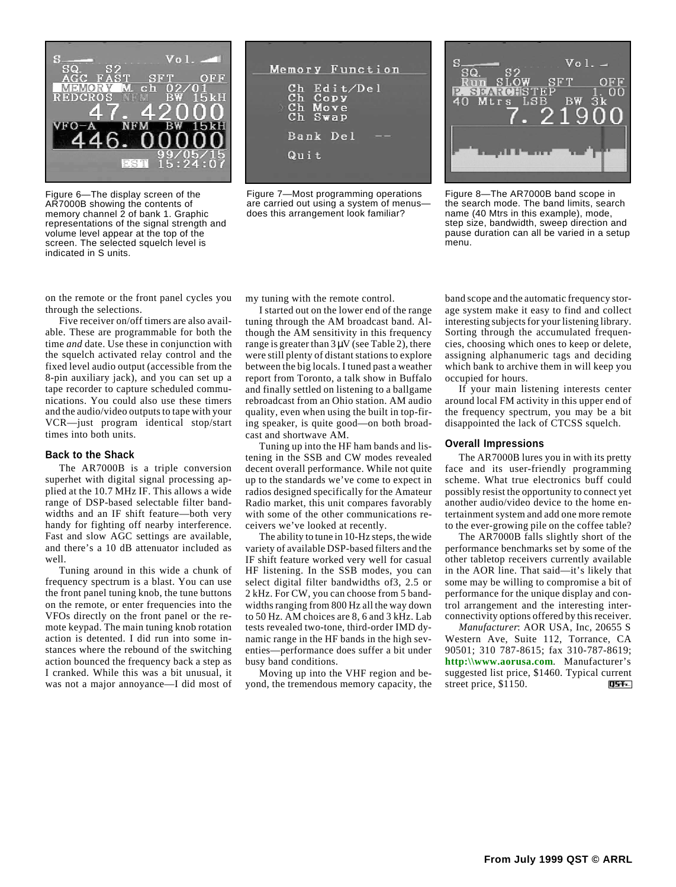Figure 6—The display screen of the AR7000B showing the contents of memory channel 2 of bank 1. Graphic representations of the signal strength and volume level appear at the top of the screen. The selected squelch level is indicated in S units.

Figure 7—Most programming operations are carried out using a system of menus—does this arrangement look familiar?

Figure 8—The AR7000B band scope in the search mode. The band limits, search name (40 Mtrs in this example), mode, step size, bandwidth, sweep direction and pause duration can all be varied in a setup menu.

on the remote or the front panel cycles you through the selections.

Five receiver on/off timers are also available. These are programmable for both the time *and* date. Use these in conjunction with the squelch activated relay control and the fixed level audio output (accessible from the 8-pin auxiliary jack), and you can set up a tape recorder to capture scheduled communications. You could also use these timers and the audio/video outputs to tape with your VCR—just program identical stop/start times into both units.

### Back to the Shack

The AR7000B is a triple conversion superhet with digital signal processing applied at the 10.7 MHz IF. This allows a wide range of DSP-based selectable filter bandwidths and an IF shift feature—both very handy for fighting off nearby interference. Fast and slow AGC settings are available, and there's a 10 dB attenuator included as well.

Tuning around in this wide a chunk of frequency spectrum is a blast. You can use the front panel tuning knob, the tune buttons on the remote, or enter frequencies into the VFOs directly on the front panel or the remote keypad. The main tuning knob rotation action is detented. I did run into some instances where the rebound of the switching action bounced the frequency back a step as I cranked. While this was a bit unusual, it was not a major annoyance—I did most of my tuning with the remote control.

I started out on the lower end of the range tuning through the AM broadcast band. Although the AM sensitivity in this frequency range is greater than 3 μV (see Table 2), there were still plenty of distant stations to explore between the big locals. I tuned past a weather report from Toronto, a talk show in Buffalo and finally settled on listening to a ballgame rebroadcast from an Ohio station. AM audio quality, even when using the built in top-firing speaker, is quite good—on both broadcast and shortwave AM.

Tuning up into the HF ham bands and listening in the SSB and CW modes revealed decent overall performance. While not quite up to the standards we've come to expect in radios designed specifically for the Amateur Radio market, this unit compares favorably with some of the other communications receivers we've looked at recently.

The ability to tune in 10-Hz steps, the wide variety of available DSP-based filters and the IF shift feature worked very well for casual HF listening. In the SSB modes, you can select digital filter bandwidths of3, 2.5 or 2 kHz. For CW, you can choose from 5 bandwidths ranging from 800 Hz all the way down to 50 Hz. AM choices are 8, 6 and 3 kHz. Lab tests revealed two-tone, third-order IMD dynamic range in the HF bands in the high seventies—performance does suffer a bit under busy band conditions.

Moving up into the VHF region and beyond, the tremendous memory capacity, the band scope and the automatic frequency storage system make it easy to find and collect interesting subjects for your listening library. Sorting through the accumulated frequencies, choosing which ones to keep or delete, assigning alphanumeric tags and deciding which bank to archive them in will keep you occupied for hours.

If your main listening interests center around local FM activity in this upper end of the frequency spectrum, you may be a bit disappointed the lack of CTCSS squelch.

### Overall Impressions

The AR7000B lures you in with its pretty face and its user-friendly programming scheme. What true electronics buff could possibly resist the opportunity to connect yet another audio/video device to the home entertainment system and add one more remote to the ever-growing pile on the coffee table?

The AR7000B falls slightly short of the performance benchmarks set by some of the other tabletop receivers currently available in the AOR line. That said—it's likely that some may be willing to compromise a bit of performance for the unique display and control arrangement and the interesting interconnectivity options offered by this receiver.

*Manufacturer*: AOR USA, Inc, 20655 S Western Ave, Suite 112, Torrance, CA 90501; 310 787-8615; fax 310-787-8619; **http:\\www.aorusa.com**. Manufacturer's suggested list price, $1460. Typical current street price, $1150.

**From July 1999 QST © ARRL**